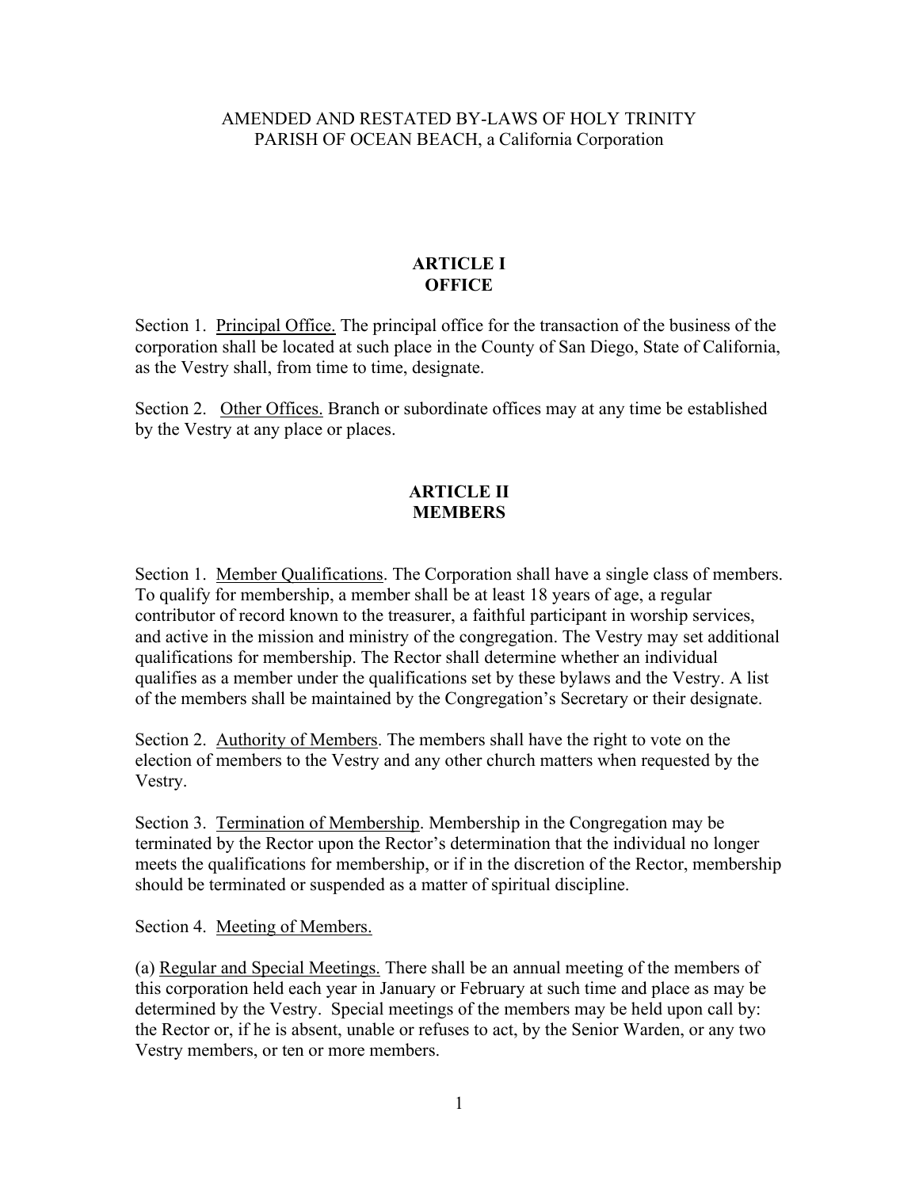AMENDED AND RESTATED BY-LAWS OF HOLY TRINITY PARISH OF OCEAN BEACH, a California Corporation

## ARTICLE I
## OFFICE

Section 1. Principal Office. The principal office for the transaction of the business of the corporation shall be located at such place in the County of San Diego, State of California, as the Vestry shall, from time to time, designate.

Section 2. Other Offices. Branch or subordinate offices may at any time be established by the Vestry at any place or places.

## ARTICLE II
## MEMBERS

Section 1. Member Qualifications. The Corporation shall have a single class of members. To qualify for membership, a member shall be at least 18 years of age, a regular contributor of record known to the treasurer, a faithful participant in worship services, and active in the mission and ministry of the congregation. The Vestry may set additional qualifications for membership. The Rector shall determine whether an individual qualifies as a member under the qualifications set by these bylaws and the Vestry. A list of the members shall be maintained by the Congregation's Secretary or their designate.

Section 2. Authority of Members. The members shall have the right to vote on the election of members to the Vestry and any other church matters when requested by the Vestry.

Section 3. Termination of Membership. Membership in the Congregation may be terminated by the Rector upon the Rector's determination that the individual no longer meets the qualifications for membership, or if in the discretion of the Rector, membership should be terminated or suspended as a matter of spiritual discipline.

Section 4. Meeting of Members.

(a) Regular and Special Meetings. There shall be an annual meeting of the members of this corporation held each year in January or February at such time and place as may be determined by the Vestry. Special meetings of the members may be held upon call by: the Rector or, if he is absent, unable or refuses to act, by the Senior Warden, or any two Vestry members, or ten or more members.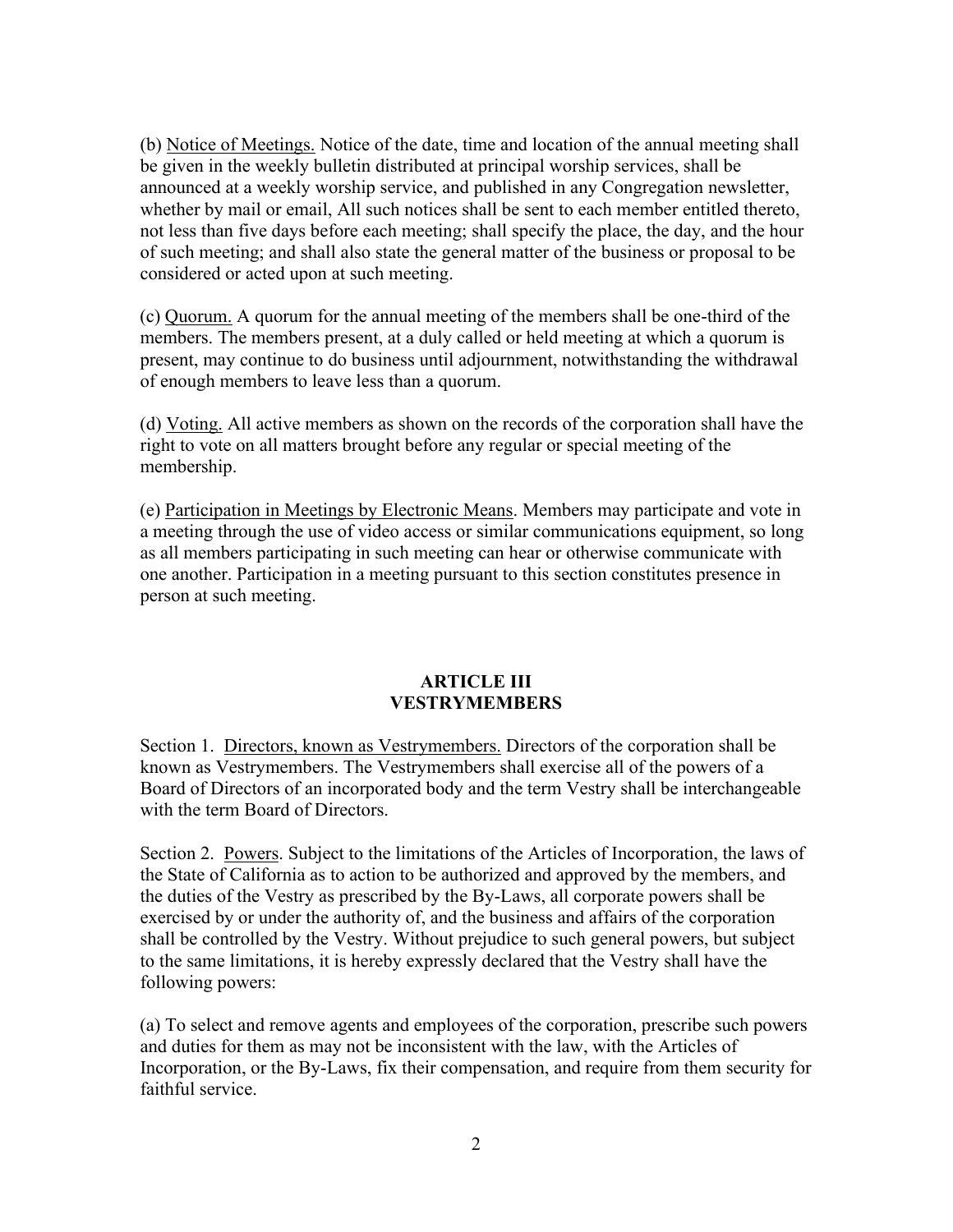(b) Notice of Meetings. Notice of the date, time and location of the annual meeting shall be given in the weekly bulletin distributed at principal worship services, shall be announced at a weekly worship service, and published in any Congregation newsletter, whether by mail or email, All such notices shall be sent to each member entitled thereto, not less than five days before each meeting; shall specify the place, the day, and the hour of such meeting; and shall also state the general matter of the business or proposal to be considered or acted upon at such meeting.

(c) Quorum. A quorum for the annual meeting of the members shall be one-third of the members. The members present, at a duly called or held meeting at which a quorum is present, may continue to do business until adjournment, notwithstanding the withdrawal of enough members to leave less than a quorum.

(d) Voting. All active members as shown on the records of the corporation shall have the right to vote on all matters brought before any regular or special meeting of the membership.

(e) Participation in Meetings by Electronic Means. Members may participate and vote in a meeting through the use of video access or similar communications equipment, so long as all members participating in such meeting can hear or otherwise communicate with one another. Participation in a meeting pursuant to this section constitutes presence in person at such meeting.

## ARTICLE III
## VESTRYMEMBERS

Section 1. Directors, known as Vestrymembers. Directors of the corporation shall be known as Vestrymembers. The Vestrymembers shall exercise all of the powers of a Board of Directors of an incorporated body and the term Vestry shall be interchangeable with the term Board of Directors.

Section 2. Powers. Subject to the limitations of the Articles of Incorporation, the laws of the State of California as to action to be authorized and approved by the members, and the duties of the Vestry as prescribed by the By-Laws, all corporate powers shall be exercised by or under the authority of, and the business and affairs of the corporation shall be controlled by the Vestry. Without prejudice to such general powers, but subject to the same limitations, it is hereby expressly declared that the Vestry shall have the following powers:

(a) To select and remove agents and employees of the corporation, prescribe such powers and duties for them as may not be inconsistent with the law, with the Articles of Incorporation, or the By-Laws, fix their compensation, and require from them security for faithful service.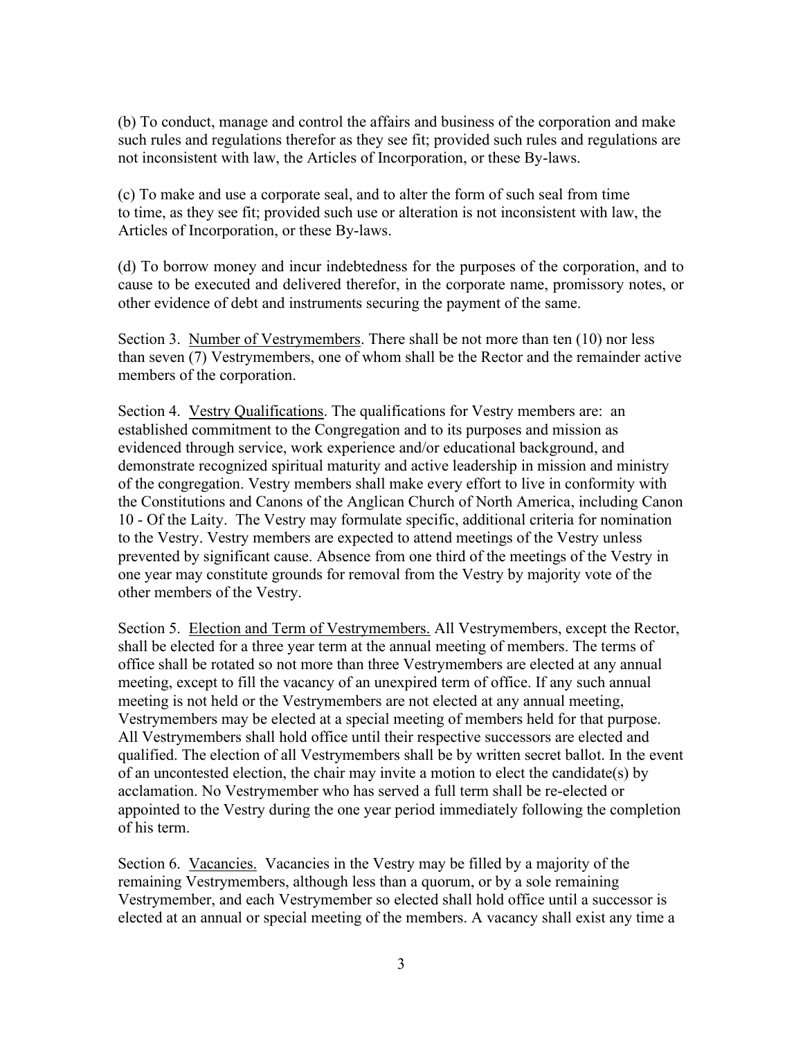(b) To conduct, manage and control the affairs and business of the corporation and make such rules and regulations therefor as they see fit; provided such rules and regulations are not inconsistent with law, the Articles of Incorporation, or these By-laws.

(c) To make and use a corporate seal, and to alter the form of such seal from time to time, as they see fit; provided such use or alteration is not inconsistent with law, the Articles of Incorporation, or these By-laws.

(d) To borrow money and incur indebtedness for the purposes of the corporation, and to cause to be executed and delivered therefor, in the corporate name, promissory notes, or other evidence of debt and instruments securing the payment of the same.

Section 3. <u>Number of Vestrymembers</u>. There shall be not more than ten (10) nor less than seven (7) Vestrymembers, one of whom shall be the Rector and the remainder active members of the corporation.

Section 4. <u>Vestry Qualifications</u>. The qualifications for Vestry members are: an established commitment to the Congregation and to its purposes and mission as evidenced through service, work experience and/or educational background, and demonstrate recognized spiritual maturity and active leadership in mission and ministry of the congregation. Vestry members shall make every effort to live in conformity with the Constitutions and Canons of the Anglican Church of North America, including Canon 10 - Of the Laity. The Vestry may formulate specific, additional criteria for nomination to the Vestry. Vestry members are expected to attend meetings of the Vestry unless prevented by significant cause. Absence from one third of the meetings of the Vestry in one year may constitute grounds for removal from the Vestry by majority vote of the other members of the Vestry.

Section 5. <u>Election and Term of Vestrymembers.</u> All Vestrymembers, except the Rector, shall be elected for a three year term at the annual meeting of members. The terms of office shall be rotated so not more than three Vestrymembers are elected at any annual meeting, except to fill the vacancy of an unexpired term of office. If any such annual meeting is not held or the Vestrymembers are not elected at any annual meeting, Vestrymembers may be elected at a special meeting of members held for that purpose. All Vestrymembers shall hold office until their respective successors are elected and qualified. The election of all Vestrymembers shall be by written secret ballot. In the event of an uncontested election, the chair may invite a motion to elect the candidate(s) by acclamation. No Vestrymember who has served a full term shall be re-elected or appointed to the Vestry during the one year period immediately following the completion of his term.

Section 6. <u>Vacancies.</u> Vacancies in the Vestry may be filled by a majority of the remaining Vestrymembers, although less than a quorum, or by a sole remaining Vestrymember, and each Vestrymember so elected shall hold office until a successor is elected at an annual or special meeting of the members. A vacancy shall exist any time a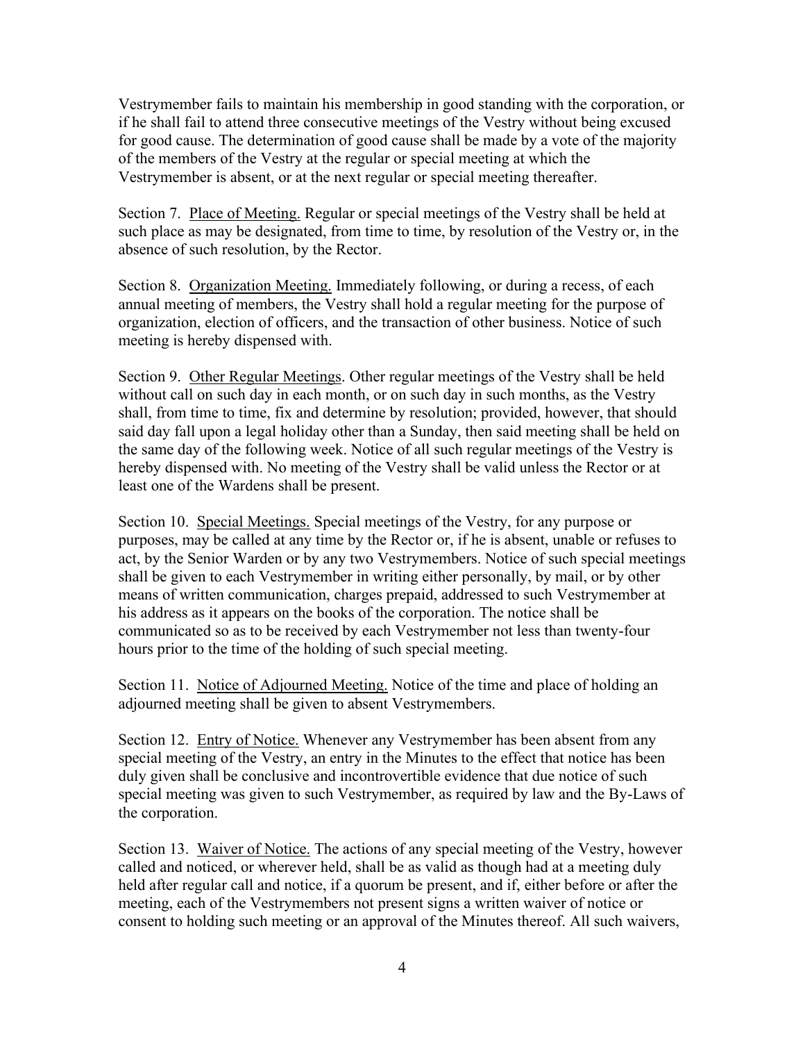Vestrymember fails to maintain his membership in good standing with the corporation, or if he shall fail to attend three consecutive meetings of the Vestry without being excused for good cause. The determination of good cause shall be made by a vote of the majority of the members of the Vestry at the regular or special meeting at which the Vestrymember is absent, or at the next regular or special meeting thereafter.

Section 7. Place of Meeting. Regular or special meetings of the Vestry shall be held at such place as may be designated, from time to time, by resolution of the Vestry or, in the absence of such resolution, by the Rector.

Section 8. Organization Meeting. Immediately following, or during a recess, of each annual meeting of members, the Vestry shall hold a regular meeting for the purpose of organization, election of officers, and the transaction of other business. Notice of such meeting is hereby dispensed with.

Section 9. Other Regular Meetings. Other regular meetings of the Vestry shall be held without call on such day in each month, or on such day in such months, as the Vestry shall, from time to time, fix and determine by resolution; provided, however, that should said day fall upon a legal holiday other than a Sunday, then said meeting shall be held on the same day of the following week. Notice of all such regular meetings of the Vestry is hereby dispensed with. No meeting of the Vestry shall be valid unless the Rector or at least one of the Wardens shall be present.

Section 10. Special Meetings. Special meetings of the Vestry, for any purpose or purposes, may be called at any time by the Rector or, if he is absent, unable or refuses to act, by the Senior Warden or by any two Vestrymembers. Notice of such special meetings shall be given to each Vestrymember in writing either personally, by mail, or by other means of written communication, charges prepaid, addressed to such Vestrymember at his address as it appears on the books of the corporation. The notice shall be communicated so as to be received by each Vestrymember not less than twenty-four hours prior to the time of the holding of such special meeting.

Section 11. Notice of Adjourned Meeting. Notice of the time and place of holding an adjourned meeting shall be given to absent Vestrymembers.

Section 12. Entry of Notice. Whenever any Vestrymember has been absent from any special meeting of the Vestry, an entry in the Minutes to the effect that notice has been duly given shall be conclusive and incontrovertible evidence that due notice of such special meeting was given to such Vestrymember, as required by law and the By-Laws of the corporation.

Section 13. Waiver of Notice. The actions of any special meeting of the Vestry, however called and noticed, or wherever held, shall be as valid as though had at a meeting duly held after regular call and notice, if a quorum be present, and if, either before or after the meeting, each of the Vestrymembers not present signs a written waiver of notice or consent to holding such meeting or an approval of the Minutes thereof. All such waivers,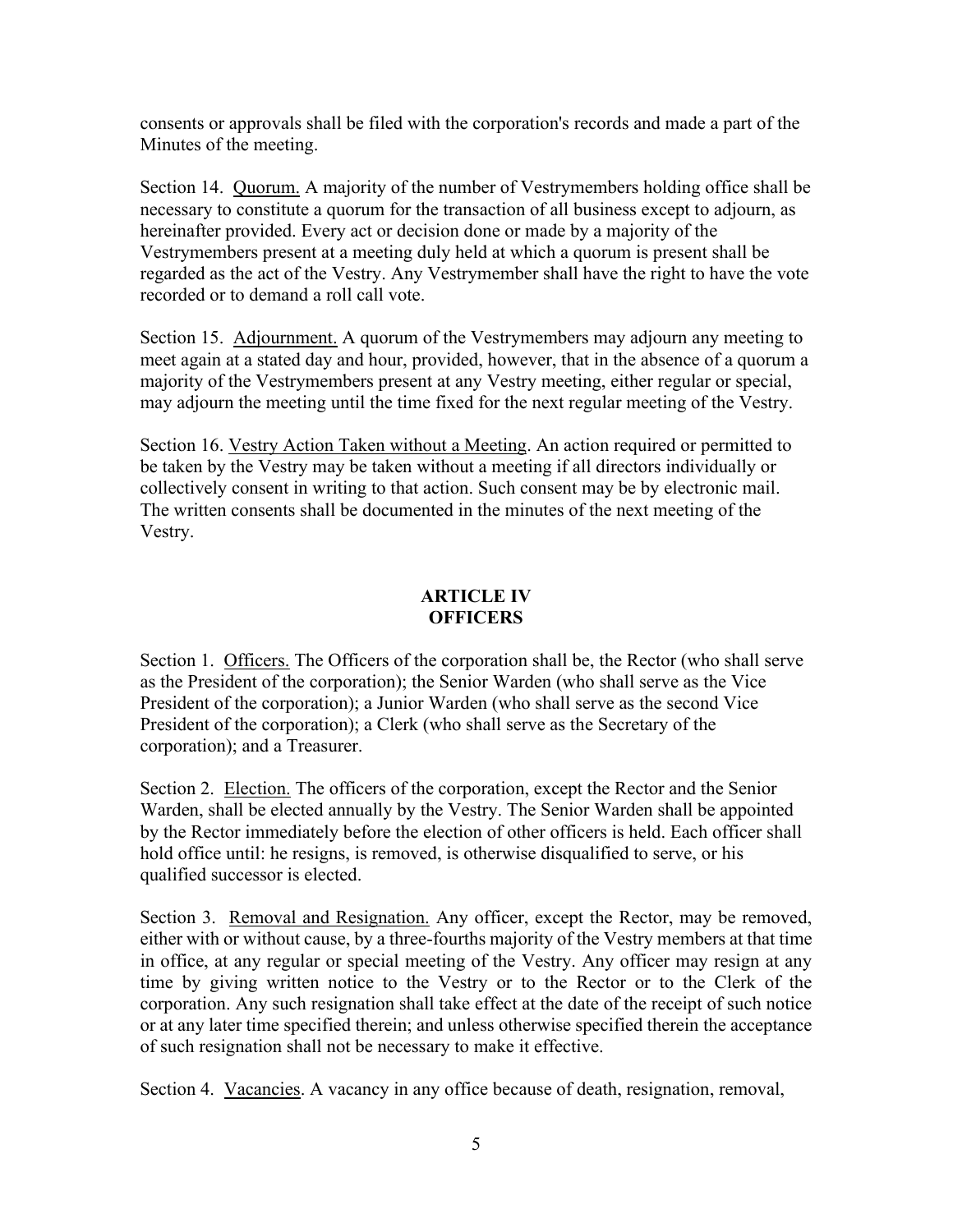consents or approvals shall be filed with the corporation's records and made a part of the Minutes of the meeting.

Section 14. Quorum. A majority of the number of Vestrymembers holding office shall be necessary to constitute a quorum for the transaction of all business except to adjourn, as hereinafter provided. Every act or decision done or made by a majority of the Vestrymembers present at a meeting duly held at which a quorum is present shall be regarded as the act of the Vestry. Any Vestrymember shall have the right to have the vote recorded or to demand a roll call vote.

Section 15. Adjournment. A quorum of the Vestrymembers may adjourn any meeting to meet again at a stated day and hour, provided, however, that in the absence of a quorum a majority of the Vestrymembers present at any Vestry meeting, either regular or special, may adjourn the meeting until the time fixed for the next regular meeting of the Vestry.

Section 16. Vestry Action Taken without a Meeting. An action required or permitted to be taken by the Vestry may be taken without a meeting if all directors individually or collectively consent in writing to that action. Such consent may be by electronic mail. The written consents shall be documented in the minutes of the next meeting of the Vestry.

## ARTICLE IV
## OFFICERS

Section 1. Officers. The Officers of the corporation shall be, the Rector (who shall serve as the President of the corporation); the Senior Warden (who shall serve as the Vice President of the corporation); a Junior Warden (who shall serve as the second Vice President of the corporation); a Clerk (who shall serve as the Secretary of the corporation); and a Treasurer.

Section 2. Election. The officers of the corporation, except the Rector and the Senior Warden, shall be elected annually by the Vestry. The Senior Warden shall be appointed by the Rector immediately before the election of other officers is held. Each officer shall hold office until: he resigns, is removed, is otherwise disqualified to serve, or his qualified successor is elected.

Section 3. Removal and Resignation. Any officer, except the Rector, may be removed, either with or without cause, by a three-fourths majority of the Vestry members at that time in office, at any regular or special meeting of the Vestry. Any officer may resign at any time by giving written notice to the Vestry or to the Rector or to the Clerk of the corporation. Any such resignation shall take effect at the date of the receipt of such notice or at any later time specified therein; and unless otherwise specified therein the acceptance of such resignation shall not be necessary to make it effective.

Section 4. Vacancies. A vacancy in any office because of death, resignation, removal,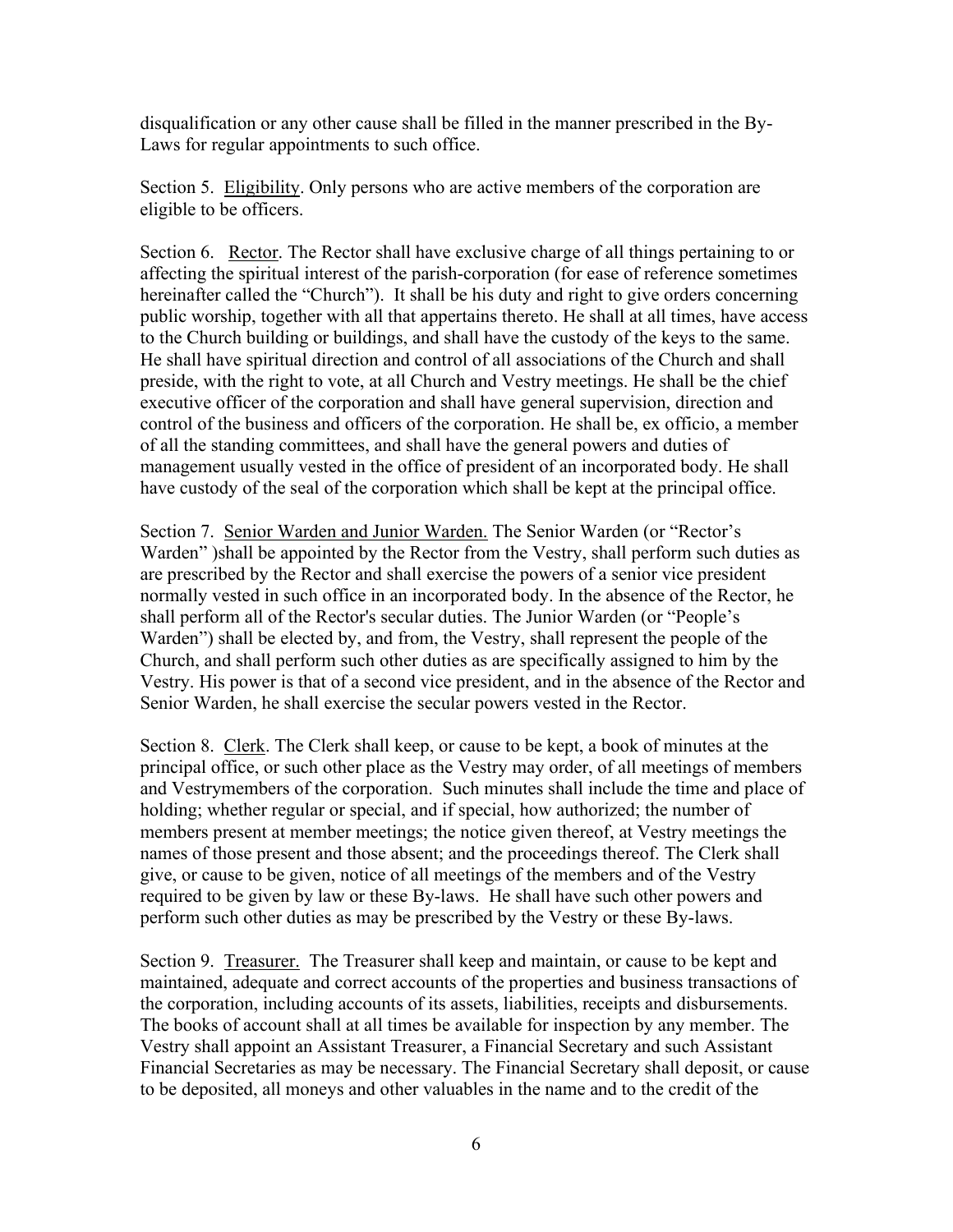disqualification or any other cause shall be filled in the manner prescribed in the By-Laws for regular appointments to such office.

Section 5. Eligibility. Only persons who are active members of the corporation are eligible to be officers.

Section 6. Rector. The Rector shall have exclusive charge of all things pertaining to or affecting the spiritual interest of the parish-corporation (for ease of reference sometimes hereinafter called the "Church"). It shall be his duty and right to give orders concerning public worship, together with all that appertains thereto. He shall at all times, have access to the Church building or buildings, and shall have the custody of the keys to the same. He shall have spiritual direction and control of all associations of the Church and shall preside, with the right to vote, at all Church and Vestry meetings. He shall be the chief executive officer of the corporation and shall have general supervision, direction and control of the business and officers of the corporation. He shall be, ex officio, a member of all the standing committees, and shall have the general powers and duties of management usually vested in the office of president of an incorporated body. He shall have custody of the seal of the corporation which shall be kept at the principal office.

Section 7. Senior Warden and Junior Warden. The Senior Warden (or "Rector's Warden" )shall be appointed by the Rector from the Vestry, shall perform such duties as are prescribed by the Rector and shall exercise the powers of a senior vice president normally vested in such office in an incorporated body. In the absence of the Rector, he shall perform all of the Rector's secular duties. The Junior Warden (or "People's Warden") shall be elected by, and from, the Vestry, shall represent the people of the Church, and shall perform such other duties as are specifically assigned to him by the Vestry. His power is that of a second vice president, and in the absence of the Rector and Senior Warden, he shall exercise the secular powers vested in the Rector.

Section 8. Clerk. The Clerk shall keep, or cause to be kept, a book of minutes at the principal office, or such other place as the Vestry may order, of all meetings of members and Vestrymembers of the corporation. Such minutes shall include the time and place of holding; whether regular or special, and if special, how authorized; the number of members present at member meetings; the notice given thereof, at Vestry meetings the names of those present and those absent; and the proceedings thereof. The Clerk shall give, or cause to be given, notice of all meetings of the members and of the Vestry required to be given by law or these By-laws. He shall have such other powers and perform such other duties as may be prescribed by the Vestry or these By-laws.

Section 9. Treasurer. The Treasurer shall keep and maintain, or cause to be kept and maintained, adequate and correct accounts of the properties and business transactions of the corporation, including accounts of its assets, liabilities, receipts and disbursements. The books of account shall at all times be available for inspection by any member. The Vestry shall appoint an Assistant Treasurer, a Financial Secretary and such Assistant Financial Secretaries as may be necessary. The Financial Secretary shall deposit, or cause to be deposited, all moneys and other valuables in the name and to the credit of the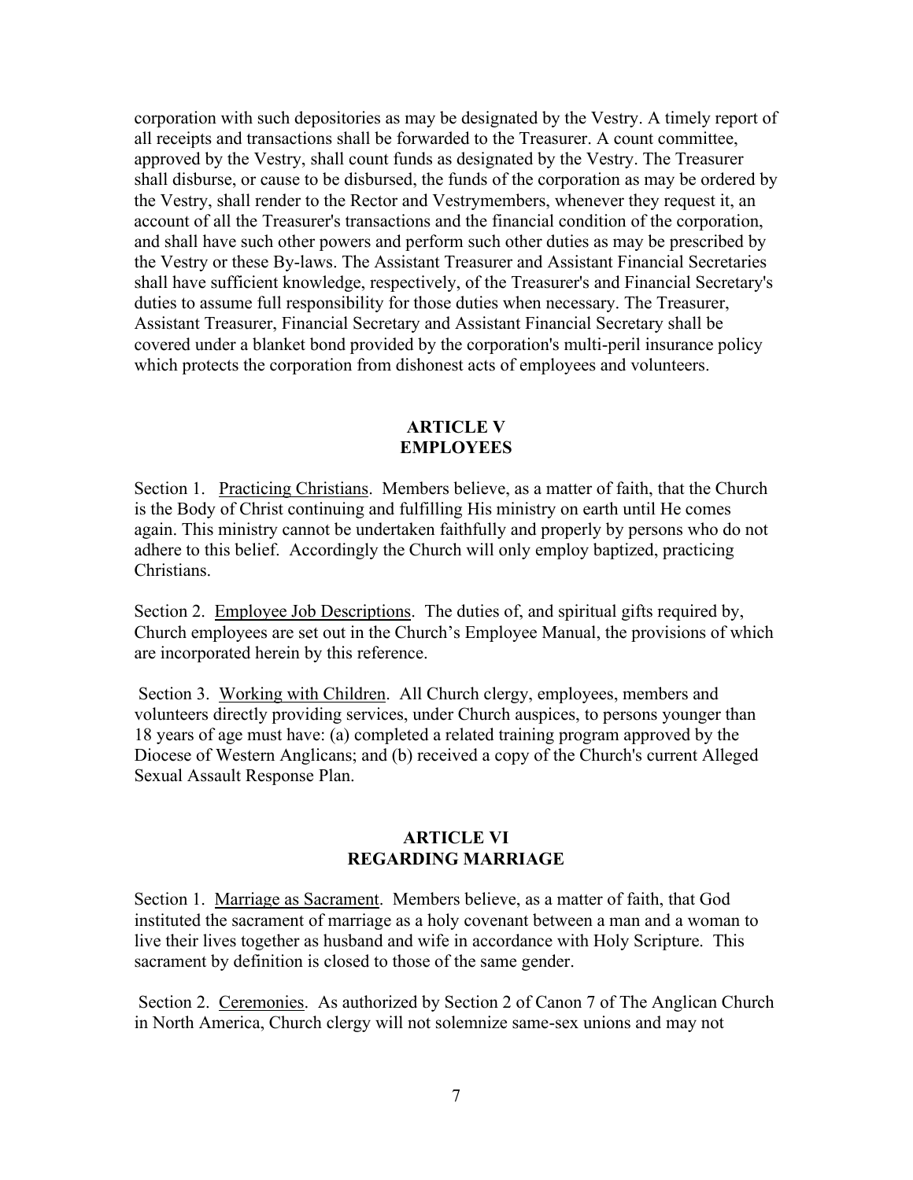corporation with such depositories as may be designated by the Vestry. A timely report of all receipts and transactions shall be forwarded to the Treasurer. A count committee, approved by the Vestry, shall count funds as designated by the Vestry. The Treasurer shall disburse, or cause to be disbursed, the funds of the corporation as may be ordered by the Vestry, shall render to the Rector and Vestrymembers, whenever they request it, an account of all the Treasurer's transactions and the financial condition of the corporation, and shall have such other powers and perform such other duties as may be prescribed by the Vestry or these By-laws. The Assistant Treasurer and Assistant Financial Secretaries shall have sufficient knowledge, respectively, of the Treasurer's and Financial Secretary's duties to assume full responsibility for those duties when necessary. The Treasurer, Assistant Treasurer, Financial Secretary and Assistant Financial Secretary shall be covered under a blanket bond provided by the corporation's multi-peril insurance policy which protects the corporation from dishonest acts of employees and volunteers.

## ARTICLE V
## EMPLOYEES

Section 1. Practicing Christians. Members believe, as a matter of faith, that the Church is the Body of Christ continuing and fulfilling His ministry on earth until He comes again. This ministry cannot be undertaken faithfully and properly by persons who do not adhere to this belief. Accordingly the Church will only employ baptized, practicing Christians.

Section 2. Employee Job Descriptions. The duties of, and spiritual gifts required by, Church employees are set out in the Church's Employee Manual, the provisions of which are incorporated herein by this reference.

Section 3. Working with Children. All Church clergy, employees, members and volunteers directly providing services, under Church auspices, to persons younger than 18 years of age must have: (a) completed a related training program approved by the Diocese of Western Anglicans; and (b) received a copy of the Church's current Alleged Sexual Assault Response Plan.

## ARTICLE VI
## REGARDING MARRIAGE

Section 1. Marriage as Sacrament. Members believe, as a matter of faith, that God instituted the sacrament of marriage as a holy covenant between a man and a woman to live their lives together as husband and wife in accordance with Holy Scripture. This sacrament by definition is closed to those of the same gender.

Section 2. Ceremonies. As authorized by Section 2 of Canon 7 of The Anglican Church in North America, Church clergy will not solemnize same-sex unions and may not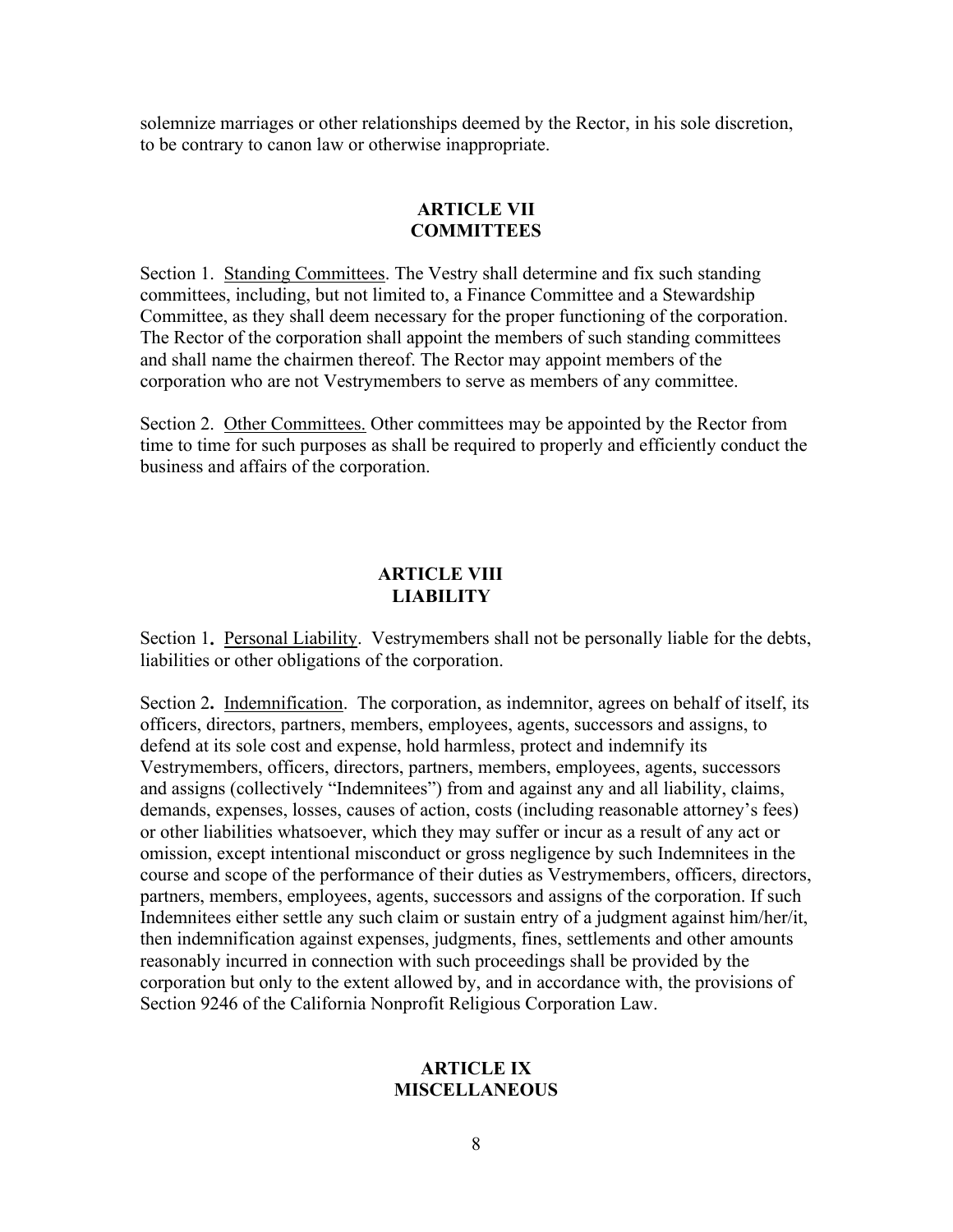solemnize marriages or other relationships deemed by the Rector, in his sole discretion, to be contrary to canon law or otherwise inappropriate.

## ARTICLE VII
## COMMITTEES

Section 1. Standing Committees. The Vestry shall determine and fix such standing committees, including, but not limited to, a Finance Committee and a Stewardship Committee, as they shall deem necessary for the proper functioning of the corporation. The Rector of the corporation shall appoint the members of such standing committees and shall name the chairmen thereof. The Rector may appoint members of the corporation who are not Vestrymembers to serve as members of any committee.

Section 2. Other Committees. Other committees may be appointed by the Rector from time to time for such purposes as shall be required to properly and efficiently conduct the business and affairs of the corporation.

## ARTICLE VIII
## LIABILITY

Section 1. Personal Liability. Vestrymembers shall not be personally liable for the debts, liabilities or other obligations of the corporation.

Section 2. Indemnification. The corporation, as indemnitor, agrees on behalf of itself, its officers, directors, partners, members, employees, agents, successors and assigns, to defend at its sole cost and expense, hold harmless, protect and indemnify its Vestrymembers, officers, directors, partners, members, employees, agents, successors and assigns (collectively "Indemnitees") from and against any and all liability, claims, demands, expenses, losses, causes of action, costs (including reasonable attorney's fees) or other liabilities whatsoever, which they may suffer or incur as a result of any act or omission, except intentional misconduct or gross negligence by such Indemnitees in the course and scope of the performance of their duties as Vestrymembers, officers, directors, partners, members, employees, agents, successors and assigns of the corporation. If such Indemnitees either settle any such claim or sustain entry of a judgment against him/her/it, then indemnification against expenses, judgments, fines, settlements and other amounts reasonably incurred in connection with such proceedings shall be provided by the corporation but only to the extent allowed by, and in accordance with, the provisions of Section 9246 of the California Nonprofit Religious Corporation Law.

## ARTICLE IX
## MISCELLANEOUS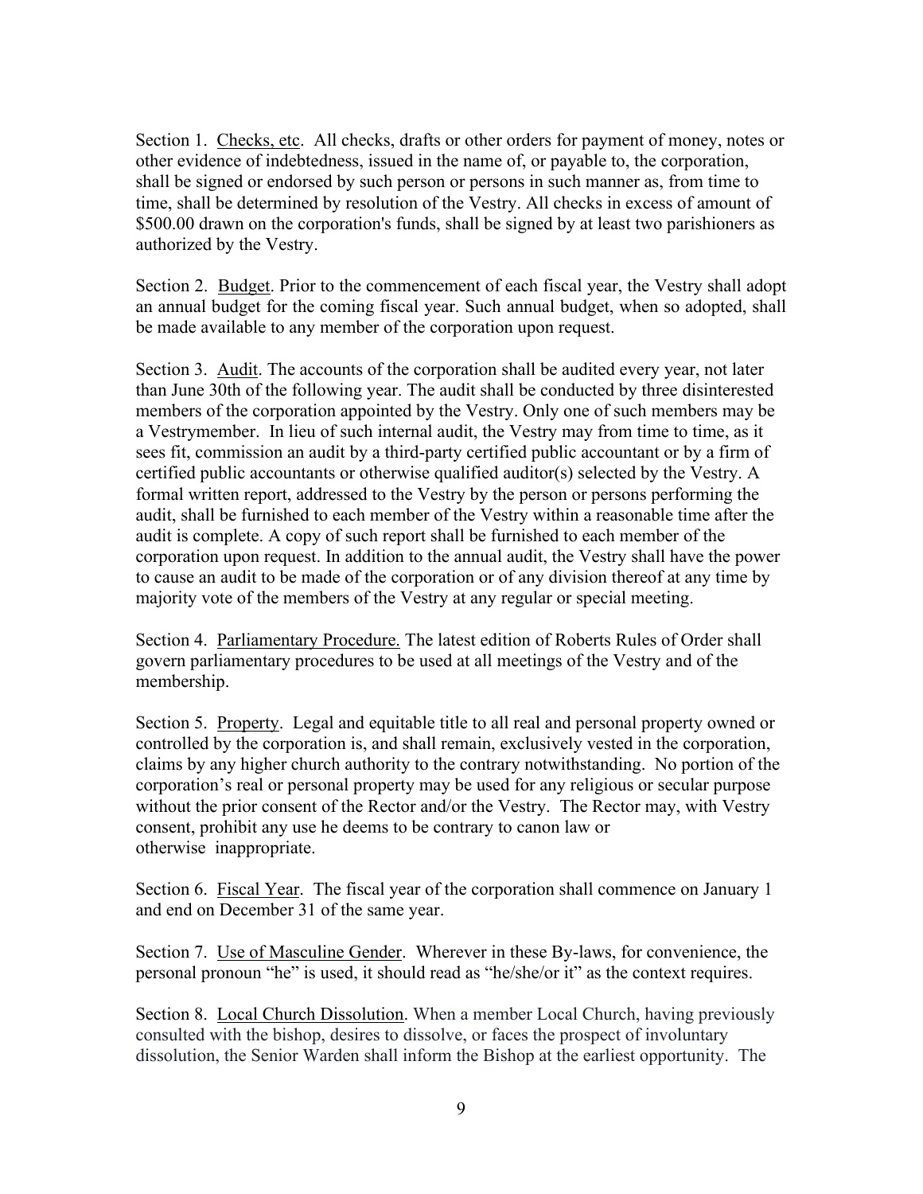Section 1. Checks, etc. All checks, drafts or other orders for payment of money, notes or other evidence of indebtedness, issued in the name of, or payable to, the corporation, shall be signed or endorsed by such person or persons in such manner as, from time to time, shall be determined by resolution of the Vestry. All checks in excess of amount of $500.00 drawn on the corporation's funds, shall be signed by at least two parishioners as authorized by the Vestry.

Section 2. Budget. Prior to the commencement of each fiscal year, the Vestry shall adopt an annual budget for the coming fiscal year. Such annual budget, when so adopted, shall be made available to any member of the corporation upon request.

Section 3. Audit. The accounts of the corporation shall be audited every year, not later than June 30th of the following year. The audit shall be conducted by three disinterested members of the corporation appointed by the Vestry. Only one of such members may be a Vestrymember. In lieu of such internal audit, the Vestry may from time to time, as it sees fit, commission an audit by a third-party certified public accountant or by a firm of certified public accountants or otherwise qualified auditor(s) selected by the Vestry. A formal written report, addressed to the Vestry by the person or persons performing the audit, shall be furnished to each member of the Vestry within a reasonable time after the audit is complete. A copy of such report shall be furnished to each member of the corporation upon request. In addition to the annual audit, the Vestry shall have the power to cause an audit to be made of the corporation or of any division thereof at any time by majority vote of the members of the Vestry at any regular or special meeting.

Section 4. Parliamentary Procedure. The latest edition of Roberts Rules of Order shall govern parliamentary procedures to be used at all meetings of the Vestry and of the membership.

Section 5. Property. Legal and equitable title to all real and personal property owned or controlled by the corporation is, and shall remain, exclusively vested in the corporation, claims by any higher church authority to the contrary notwithstanding. No portion of the corporation's real or personal property may be used for any religious or secular purpose without the prior consent of the Rector and/or the Vestry. The Rector may, with Vestry consent, prohibit any use he deems to be contrary to canon law or otherwise inappropriate.

Section 6. Fiscal Year. The fiscal year of the corporation shall commence on January 1 and end on December 31 of the same year.

Section 7. Use of Masculine Gender. Wherever in these By-laws, for convenience, the personal pronoun "he" is used, it should read as "he/she/or it" as the context requires.

Section 8. Local Church Dissolution. When a member Local Church, having previously consulted with the bishop, desires to dissolve, or faces the prospect of involuntary dissolution, the Senior Warden shall inform the Bishop at the earliest opportunity. The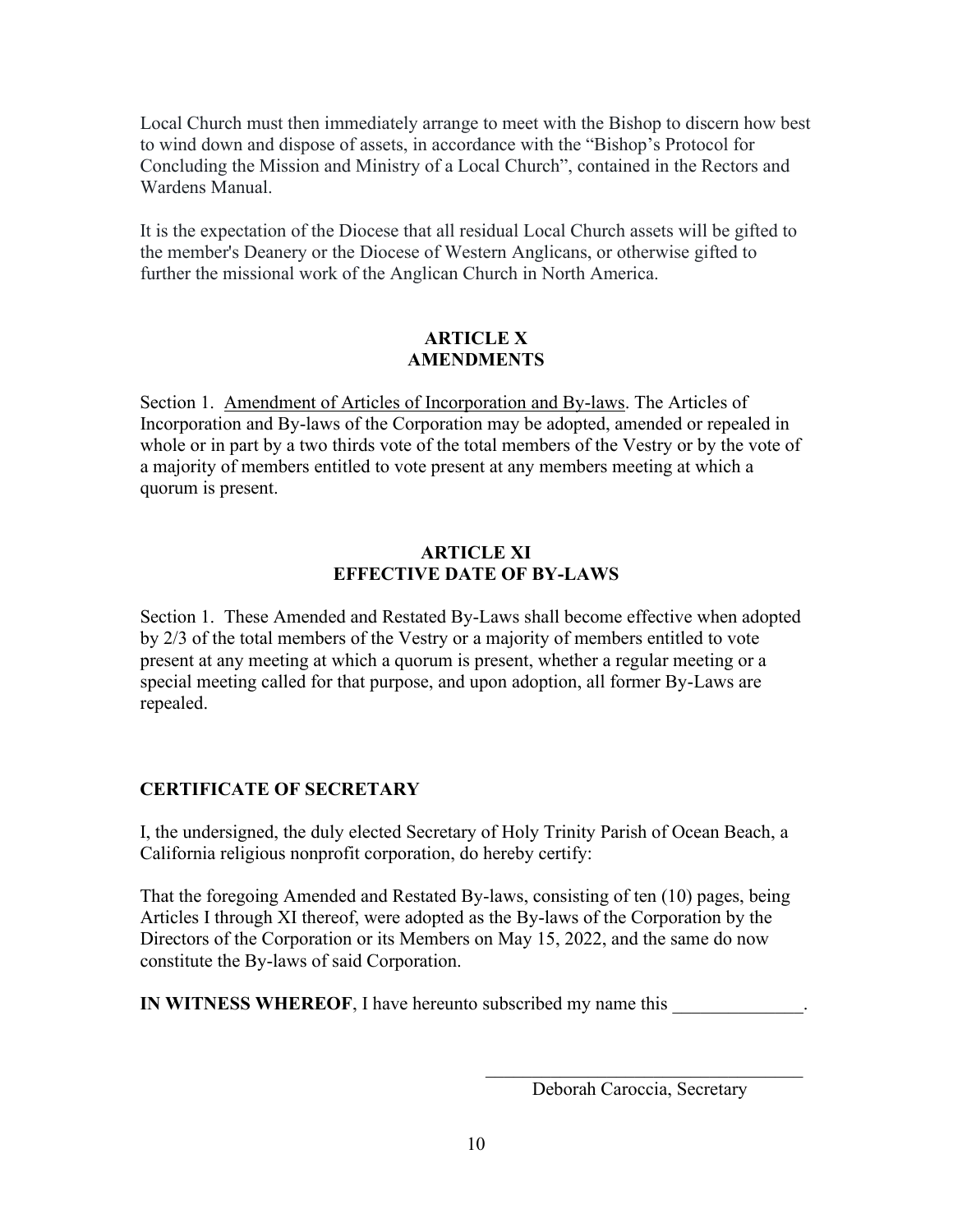Local Church must then immediately arrange to meet with the Bishop to discern how best to wind down and dispose of assets, in accordance with the "Bishop's Protocol for Concluding the Mission and Ministry of a Local Church", contained in the Rectors and Wardens Manual.

It is the expectation of the Diocese that all residual Local Church assets will be gifted to the member's Deanery or the Diocese of Western Anglicans, or otherwise gifted to further the missional work of the Anglican Church in North America.

## ARTICLE X
## AMENDMENTS

Section 1. Amendment of Articles of Incorporation and By-laws. The Articles of Incorporation and By-laws of the Corporation may be adopted, amended or repealed in whole or in part by a two thirds vote of the total members of the Vestry or by the vote of a majority of members entitled to vote present at any members meeting at which a quorum is present.

## ARTICLE XI
## EFFECTIVE DATE OF BY-LAWS

Section 1. These Amended and Restated By-Laws shall become effective when adopted by 2/3 of the total members of the Vestry or a majority of members entitled to vote present at any meeting at which a quorum is present, whether a regular meeting or a special meeting called for that purpose, and upon adoption, all former By-Laws are repealed.

### CERTIFICATE OF SECRETARY

I, the undersigned, the duly elected Secretary of Holy Trinity Parish of Ocean Beach, a California religious nonprofit corporation, do hereby certify:

That the foregoing Amended and Restated By-laws, consisting of ten (10) pages, being Articles I through XI thereof, were adopted as the By-laws of the Corporation by the Directors of the Corporation or its Members on May 15, 2022, and the same do now constitute the By-laws of said Corporation.

**IN WITNESS WHEREOF**, I have hereunto subscribed my name this ______________.

_________________________________

Deborah Caroccia, Secretary